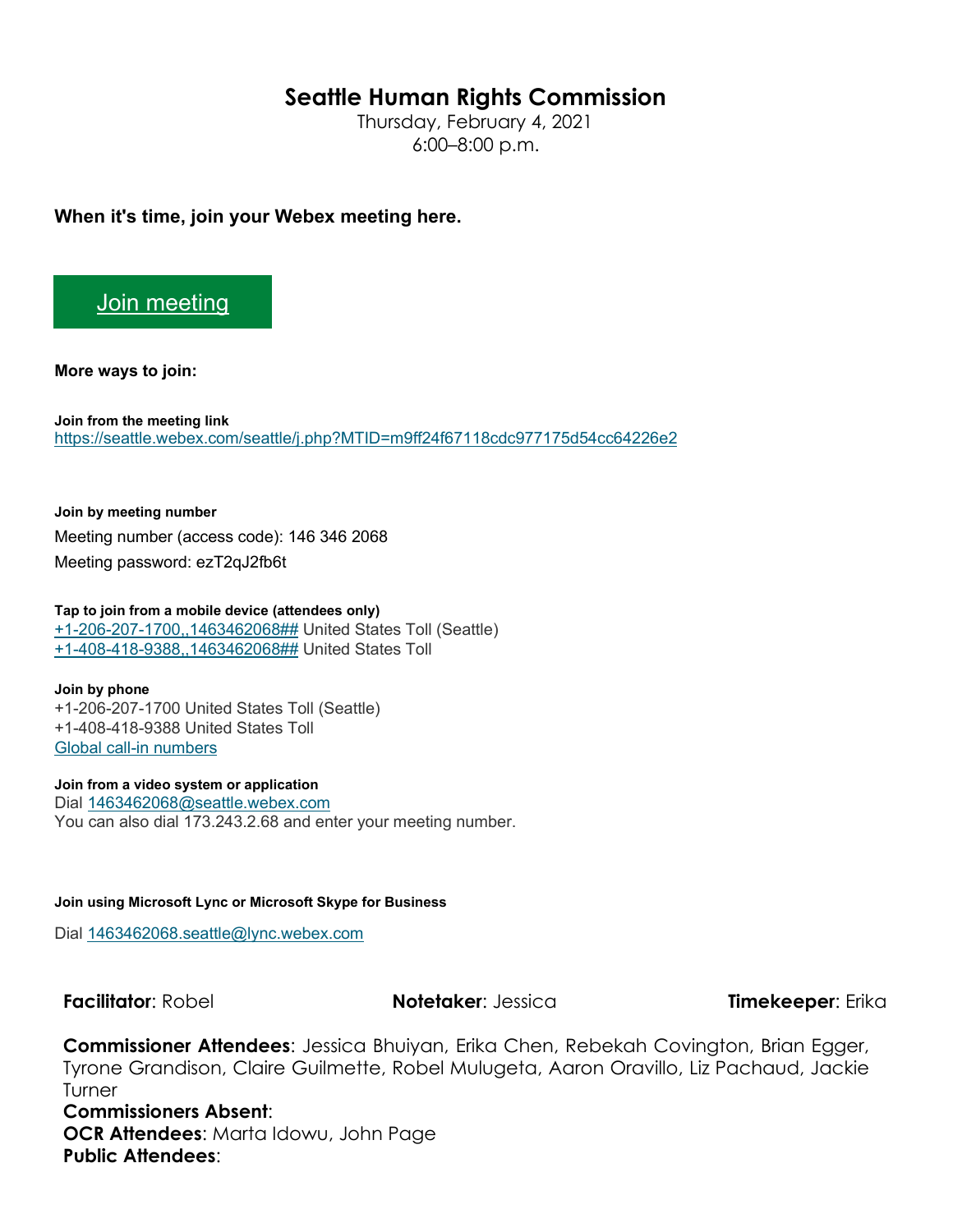# Seattle Human Rights Commission

Thursday, February 4, 2021
6:00–8:00 p.m.

**When it's time, join your Webex meeting here.**

Join meeting

**More ways to join:**

**Join from the meeting link**
https://seattle.webex.com/seattle/j.php?MTID=m9ff24f67118cdc977175d54cc64226e2

**Join by meeting number**
Meeting number (access code): 146 346 2068
Meeting password: ezT2qJ2fb6t

**Tap to join from a mobile device (attendees only)**
+1-206-207-1700,,1463462068## United States Toll (Seattle)
+1-408-418-9388,,1463462068## United States Toll

**Join by phone**
+1-206-207-1700 United States Toll (Seattle)
+1-408-418-9388 United States Toll
Global call-in numbers

**Join from a video system or application**
Dial 1463462068@seattle.webex.com
You can also dial 173.243.2.68 and enter your meeting number.

**Join using Microsoft Lync or Microsoft Skype for Business**

Dial 1463462068.seattle@lync.webex.com

**Facilitator**: Robel **Notetaker**: Jessica **Timekeeper**: Erika

**Commissioner Attendees**: Jessica Bhuiyan, Erika Chen, Rebekah Covington, Brian Egger, Tyrone Grandison, Claire Guilmette, Robel Mulugeta, Aaron Oravillo, Liz Pachaud, Jackie Turner
**Commissioners Absent**:
**OCR Attendees**: Marta Idowu, John Page
**Public Attendees**: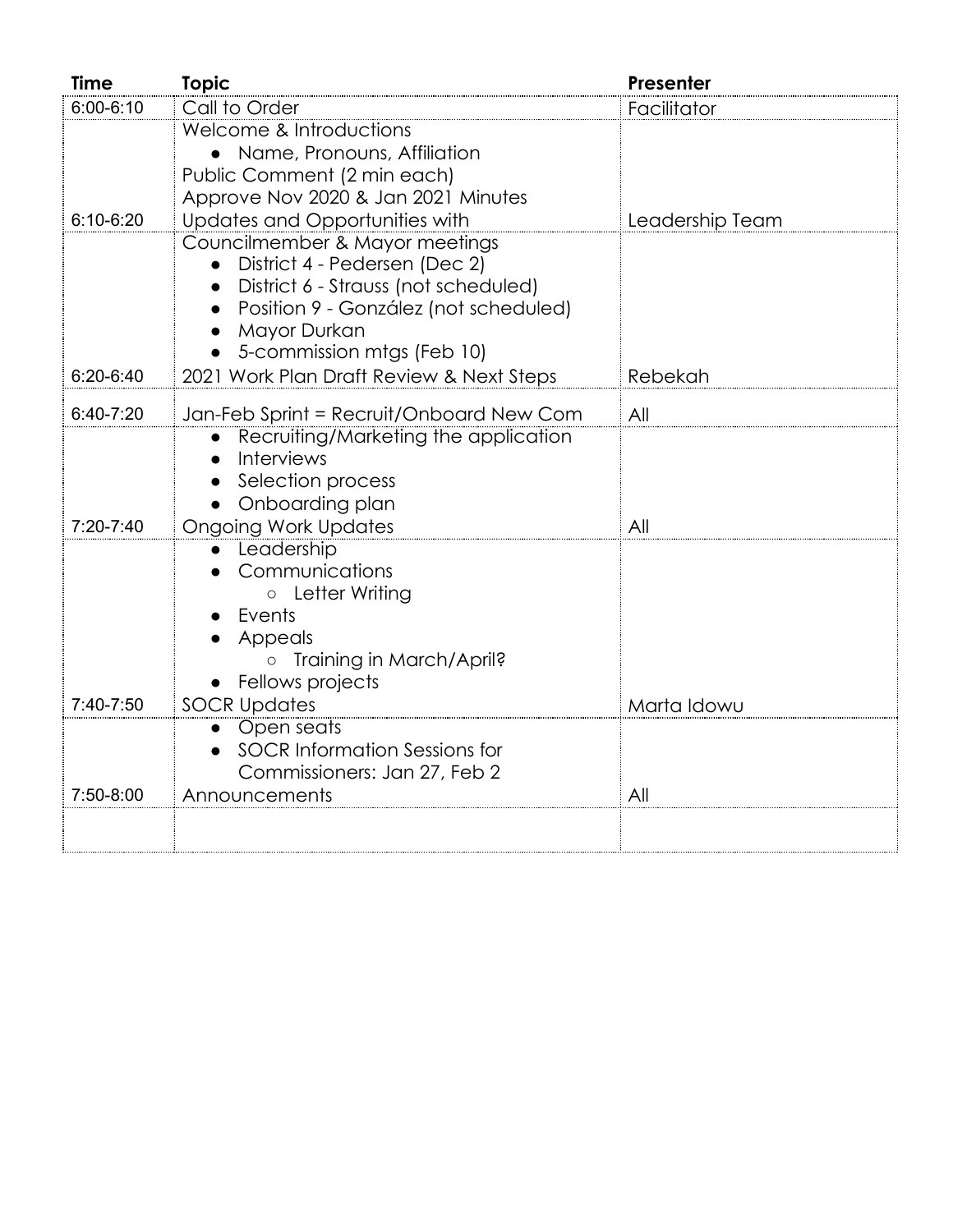| Time | Topic | Presenter |
|---|---|---|
| 6:00-6:10 | Call to Order | Facilitator |
| 6:10-6:20 | Welcome & Introductions<br>• Name, Pronouns, Affiliation<br>Public Comment (2 min each)<br>Approve Nov 2020 & Jan 2021 Minutes<br>Updates and Opportunities with | Leadership Team |
| 6:20-6:40 | Councilmember & Mayor meetings<br>• District 4 - Pedersen (Dec 2)<br>• District 6 - Strauss (not scheduled)<br>• Position 9 - González (not scheduled)<br>• Mayor Durkan<br>• 5-commission mtgs (Feb 10)<br>2021 Work Plan Draft Review & Next Steps | Rebekah |
| 6:40-7:20 | Jan-Feb Sprint = Recruit/Onboard New Com | All |
| 7:20-7:40 | • Recruiting/Marketing the application<br>• Interviews<br>• Selection process<br>• Onboarding plan<br>Ongoing Work Updates | All |
| 7:40-7:50 | • Leadership<br>• Communications<br>  ○ Letter Writing<br>• Events<br>• Appeals<br>  ○ Training in March/April?<br>• Fellows projects<br>SOCR Updates | Marta Idowu |
| 7:50-8:00 | • Open seats<br>• SOCR Information Sessions for Commissioners: Jan 27, Feb 2<br>Announcements | All |
| | | |